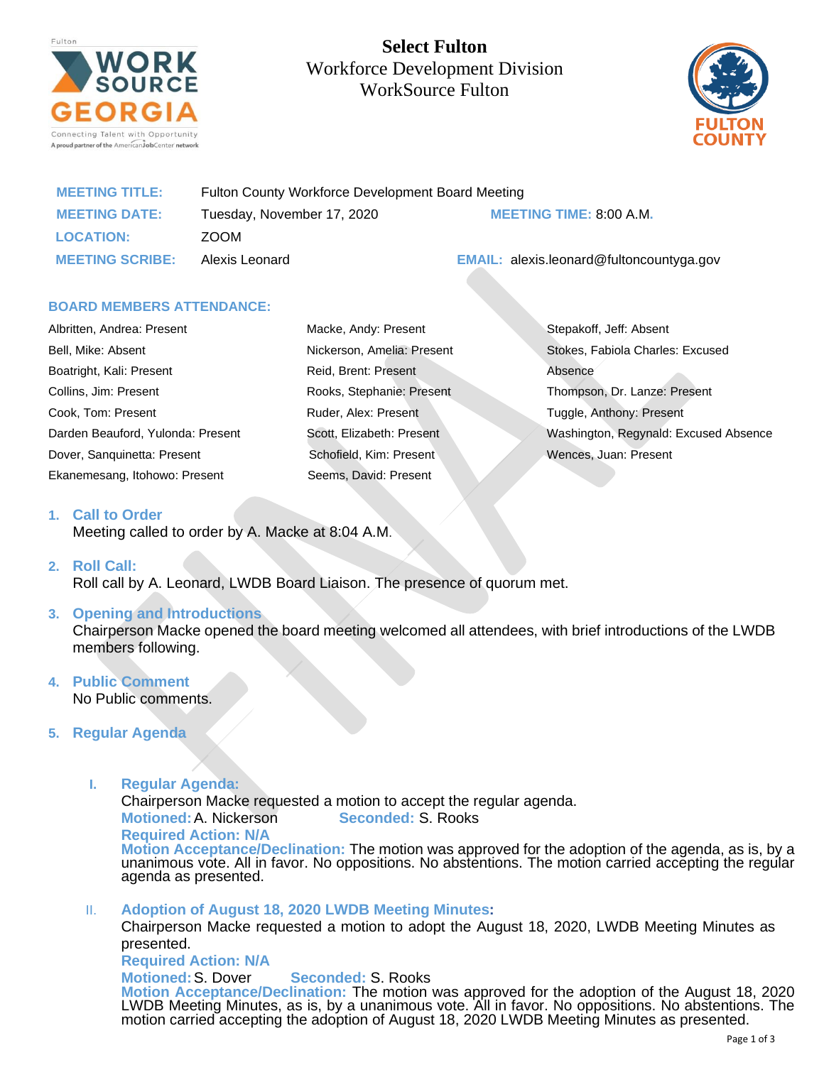**Select Fulton**
Workforce Development Division
WorkSource Fulton

| | | | |
|---|---|---|---|
| **MEETING TITLE:** | Fulton County Workforce Development Board Meeting | | |
| **MEETING DATE:** | Tuesday, November 17, 2020 | **MEETING TIME:** | 8:00 A.M. |
| **LOCATION:** | ZOOM | | |
| **MEETING SCRIBE:** | Alexis Leonard | **EMAIL:** | alexis.leonard@fultoncountyga.gov |

**BOARD MEMBERS ATTENDANCE:**

Albritten, Andrea: Present
Bell, Mike: Absent
Boatright, Kali: Present
Collins, Jim: Present
Cook, Tom: Present
Darden Beauford, Yulonda: Present
Dover, Sanquinetta: Present
Ekanemesang, Itohowo: Present
Macke, Andy: Present
Nickerson, Amelia: Present
Reid, Brent: Present
Rooks, Stephanie: Present
Ruder, Alex: Present
Scott, Elizabeth: Present
Schofield, Kim: Present
Seems, David: Present
Stepakoff, Jeff: Absent
Stokes, Fabiola Charles: Excused Absence
Thompson, Dr. Lanze: Present
Tuggle, Anthony: Present
Washington, Regynald: Excused Absence
Wences, Juan: Present

1. **Call to Order**
   Meeting called to order by A. Macke at 8:04 A.M.

2. **Roll Call:**
   Roll call by A. Leonard, LWDB Board Liaison. The presence of quorum met.

3. **Opening and Introductions**
   Chairperson Macke opened the board meeting welcomed all attendees, with brief introductions of the LWDB members following.

4. **Public Comment**
   No Public comments.

5. **Regular Agenda**

   I. **Regular Agenda:**
   Chairperson Macke requested a motion to accept the regular agenda.
   **Motioned:** A. Nickerson **Seconded:** S. Rooks
   **Required Action: N/A**
   **Motion Acceptance/Declination:** The motion was approved for the adoption of the agenda, as is, by a unanimous vote. All in favor. No oppositions. No abstentions. The motion carried accepting the regular agenda as presented.

   II. **Adoption of August 18, 2020 LWDB Meeting Minutes:**
   Chairperson Macke requested a motion to adopt the August 18, 2020, LWDB Meeting Minutes as presented.
   **Required Action: N/A**
   **Motioned:** S. Dover **Seconded:** S. Rooks
   **Motion Acceptance/Declination:** The motion was approved for the adoption of the August 18, 2020 LWDB Meeting Minutes, as is, by a unanimous vote. All in favor. No oppositions. No abstentions. The motion carried accepting the adoption of August 18, 2020 LWDB Meeting Minutes as presented.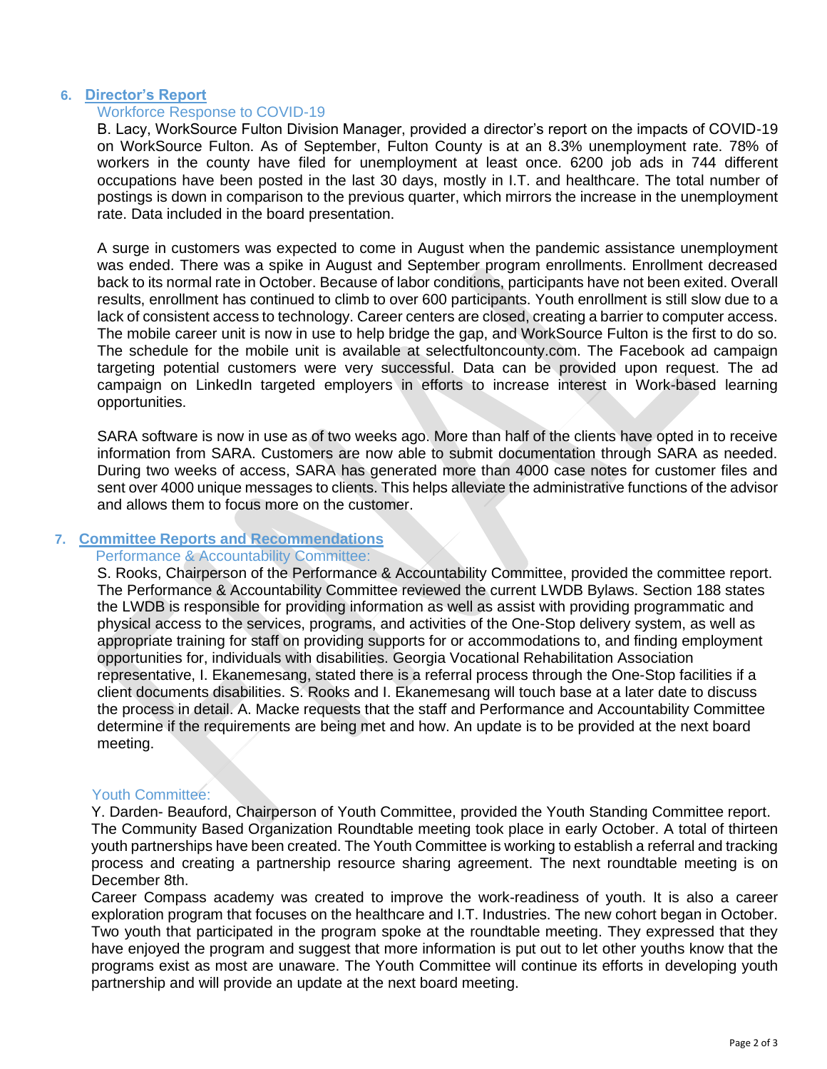## 6. Director's Report

### Workforce Response to COVID-19

B. Lacy, WorkSource Fulton Division Manager, provided a director's report on the impacts of COVID-19 on WorkSource Fulton. As of September, Fulton County is at an 8.3% unemployment rate. 78% of workers in the county have filed for unemployment at least once. 6200 job ads in 744 different occupations have been posted in the last 30 days, mostly in I.T. and healthcare. The total number of postings is down in comparison to the previous quarter, which mirrors the increase in the unemployment rate. Data included in the board presentation.

A surge in customers was expected to come in August when the pandemic assistance unemployment was ended. There was a spike in August and September program enrollments. Enrollment decreased back to its normal rate in October. Because of labor conditions, participants have not been exited. Overall results, enrollment has continued to climb to over 600 participants. Youth enrollment is still slow due to a lack of consistent access to technology. Career centers are closed, creating a barrier to computer access. The mobile career unit is now in use to help bridge the gap, and WorkSource Fulton is the first to do so. The schedule for the mobile unit is available at selectfultoncounty.com. The Facebook ad campaign targeting potential customers were very successful. Data can be provided upon request. The ad campaign on LinkedIn targeted employers in efforts to increase interest in Work-based learning opportunities.

SARA software is now in use as of two weeks ago. More than half of the clients have opted in to receive information from SARA. Customers are now able to submit documentation through SARA as needed. During two weeks of access, SARA has generated more than 4000 case notes for customer files and sent over 4000 unique messages to clients. This helps alleviate the administrative functions of the advisor and allows them to focus more on the customer.

## 7. Committee Reports and Recommendations

### Performance & Accountability Committee:

S. Rooks, Chairperson of the Performance & Accountability Committee, provided the committee report. The Performance & Accountability Committee reviewed the current LWDB Bylaws. Section 188 states the LWDB is responsible for providing information as well as assist with providing programmatic and physical access to the services, programs, and activities of the One-Stop delivery system, as well as appropriate training for staff on providing supports for or accommodations to, and finding employment opportunities for, individuals with disabilities. Georgia Vocational Rehabilitation Association representative, I. Ekanemesang, stated there is a referral process through the One-Stop facilities if a client documents disabilities. S. Rooks and I. Ekanemesang will touch base at a later date to discuss the process in detail. A. Macke requests that the staff and Performance and Accountability Committee determine if the requirements are being met and how. An update is to be provided at the next board meeting.

### Youth Committee:

Y. Darden- Beauford, Chairperson of Youth Committee, provided the Youth Standing Committee report. The Community Based Organization Roundtable meeting took place in early October. A total of thirteen youth partnerships have been created. The Youth Committee is working to establish a referral and tracking process and creating a partnership resource sharing agreement. The next roundtable meeting is on December 8th.

Career Compass academy was created to improve the work-readiness of youth. It is also a career exploration program that focuses on the healthcare and I.T. Industries. The new cohort began in October. Two youth that participated in the program spoke at the roundtable meeting. They expressed that they have enjoyed the program and suggest that more information is put out to let other youths know that the programs exist as most are unaware. The Youth Committee will continue its efforts in developing youth partnership and will provide an update at the next board meeting.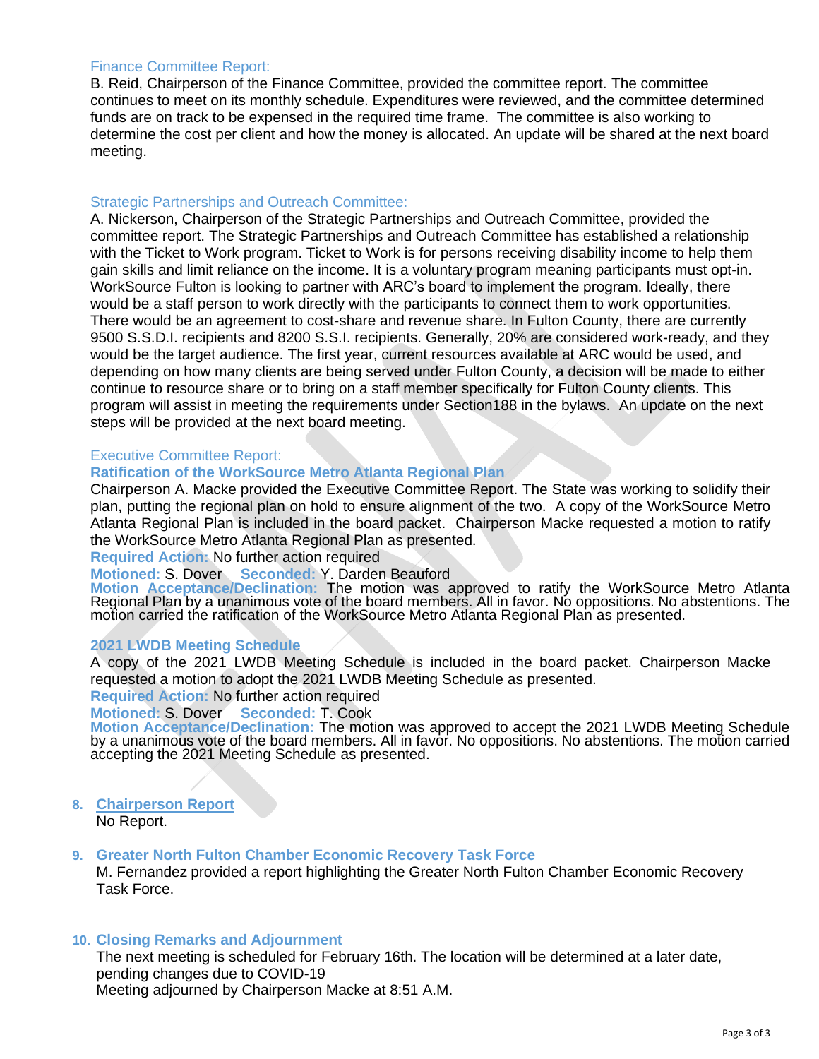### Finance Committee Report:

B. Reid, Chairperson of the Finance Committee, provided the committee report. The committee continues to meet on its monthly schedule. Expenditures were reviewed, and the committee determined funds are on track to be expensed in the required time frame. The committee is also working to determine the cost per client and how the money is allocated. An update will be shared at the next board meeting.

### Strategic Partnerships and Outreach Committee:

A. Nickerson, Chairperson of the Strategic Partnerships and Outreach Committee, provided the committee report. The Strategic Partnerships and Outreach Committee has established a relationship with the Ticket to Work program. Ticket to Work is for persons receiving disability income to help them gain skills and limit reliance on the income. It is a voluntary program meaning participants must opt-in. WorkSource Fulton is looking to partner with ARC's board to implement the program. Ideally, there would be a staff person to work directly with the participants to connect them to work opportunities. There would be an agreement to cost-share and revenue share. In Fulton County, there are currently 9500 S.S.D.I. recipients and 8200 S.S.I. recipients. Generally, 20% are considered work-ready, and they would be the target audience. The first year, current resources available at ARC would be used, and depending on how many clients are being served under Fulton County, a decision will be made to either continue to resource share or to bring on a staff member specifically for Fulton County clients. This program will assist in meeting the requirements under Section188 in the bylaws. An update on the next steps will be provided at the next board meeting.

### Executive Committee Report:

**Ratification of the WorkSource Metro Atlanta Regional Plan**

Chairperson A. Macke provided the Executive Committee Report. The State was working to solidify their plan, putting the regional plan on hold to ensure alignment of the two. A copy of the WorkSource Metro Atlanta Regional Plan is included in the board packet. Chairperson Macke requested a motion to ratify the WorkSource Metro Atlanta Regional Plan as presented.

**Required Action:** No further action required

**Motioned:** S. Dover **Seconded:** Y. Darden Beauford

**Motion Acceptance/Declination:** The motion was approved to ratify the WorkSource Metro Atlanta Regional Plan by a unanimous vote of the board members. All in favor. No oppositions. No abstentions. The motion carried the ratification of the WorkSource Metro Atlanta Regional Plan as presented.

**2021 LWDB Meeting Schedule**

A copy of the 2021 LWDB Meeting Schedule is included in the board packet. Chairperson Macke requested a motion to adopt the 2021 LWDB Meeting Schedule as presented.

**Required Action:** No further action required

**Motioned:** S. Dover **Seconded:** T. Cook

**Motion Acceptance/Declination:** The motion was approved to accept the 2021 LWDB Meeting Schedule by a unanimous vote of the board members. All in favor. No oppositions. No abstentions. The motion carried accepting the 2021 Meeting Schedule as presented.

8. **Chairperson Report**

   No Report.

9. **Greater North Fulton Chamber Economic Recovery Task Force**

   M. Fernandez provided a report highlighting the Greater North Fulton Chamber Economic Recovery Task Force.

10. **Closing Remarks and Adjournment**

    The next meeting is scheduled for February 16th. The location will be determined at a later date, pending changes due to COVID-19

    Meeting adjourned by Chairperson Macke at 8:51 A.M.